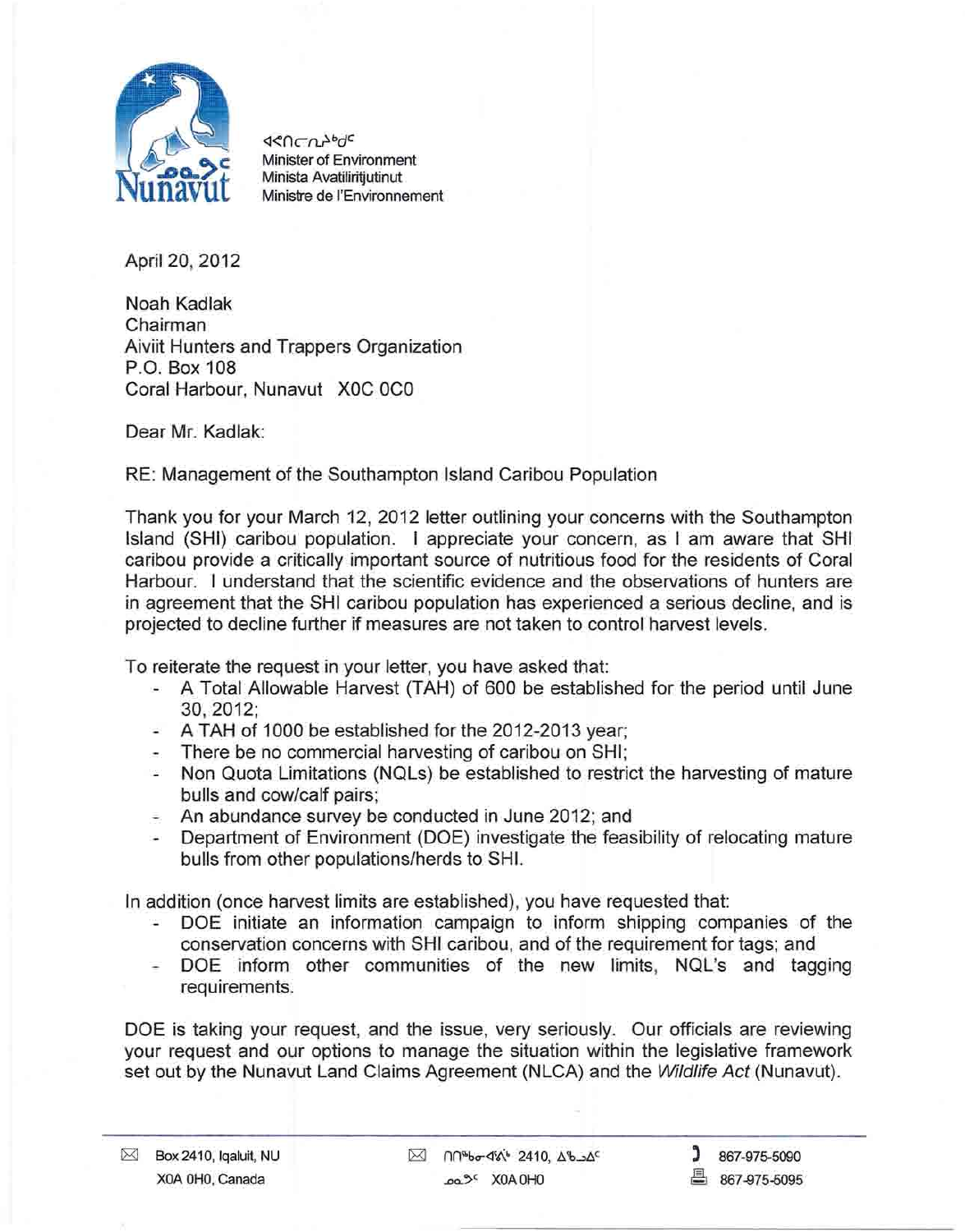ᐊᕙᑎᓕᕆᔨᒃᑯᑦ
Minister of Environment
Minista Avatiliriijutinut
Ministre de l'Environnement

April 20, 2012

Noah Kadlak
Chairman
Aiviit Hunters and Trappers Organization
P.O. Box 108
Coral Harbour, Nunavut X0C 0C0

Dear Mr. Kadlak:

RE: Management of the Southampton Island Caribou Population

Thank you for your March 12, 2012 letter outlining your concerns with the Southampton Island (SHI) caribou population. I appreciate your concern, as I am aware that SHI caribou provide a critically important source of nutritious food for the residents of Coral Harbour. I understand that the scientific evidence and the observations of hunters are in agreement that the SHI caribou population has experienced a serious decline, and is projected to decline further if measures are not taken to control harvest levels.

To reiterate the request in your letter, you have asked that:

- A Total Allowable Harvest (TAH) of 600 be established for the period until June 30, 2012;
- A TAH of 1000 be established for the 2012-2013 year;
- There be no commercial harvesting of caribou on SHI;
- Non Quota Limitations (NQLs) be established to restrict the harvesting of mature bulls and cow/calf pairs;
- An abundance survey be conducted in June 2012; and
- Department of Environment (DOE) investigate the feasibility of relocating mature bulls from other populations/herds to SHI.

In addition (once harvest limits are established), you have requested that:

- DOE initiate an information campaign to inform shipping companies of the conservation concerns with SHI caribou, and of the requirement for tags; and
- DOE inform other communities of the new limits, NQL's and tagging requirements.

DOE is taking your request, and the issue, very seriously. Our officials are reviewing your request and our options to manage the situation within the legislative framework set out by the Nunavut Land Claims Agreement (NLCA) and the *Wildlife Act* (Nunavut).

Box 2410, Iqaluit, NU X0A 0H0, Canada | ᑎᑎᖅᑲᓕᐊᕕᒃ 2410, ᐃᖃᓗᐃᑦ ᓄᓇᕗᑦ X0A 0H0 | 867-975-5090 | 867-975-5095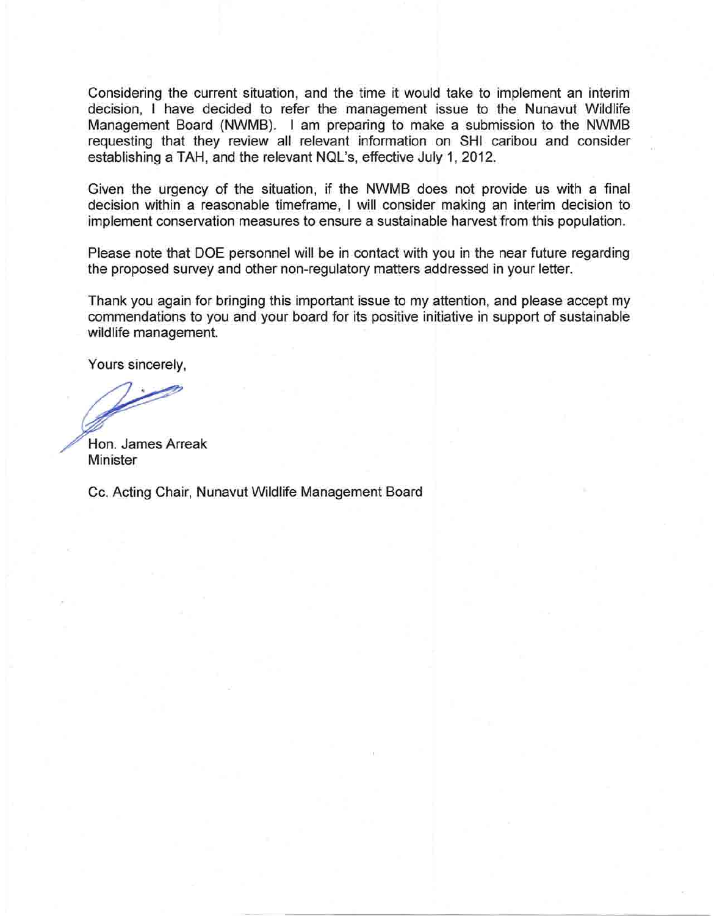Considering the current situation, and the time it would take to implement an interim decision, I have decided to refer the management issue to the Nunavut Wildlife Management Board (NWMB). I am preparing to make a submission to the NWMB requesting that they review all relevant information on SHI caribou and consider establishing a TAH, and the relevant NQL's, effective July 1, 2012.

Given the urgency of the situation, if the NWMB does not provide us with a final decision within a reasonable timeframe, I will consider making an interim decision to implement conservation measures to ensure a sustainable harvest from this population.

Please note that DOE personnel will be in contact with you in the near future regarding the proposed survey and other non-regulatory matters addressed in your letter.

Thank you again for bringing this important issue to my attention, and please accept my commendations to you and your board for its positive initiative in support of sustainable wildlife management.

Yours sincerely,

Hon. James Arreak
Minister

Cc. Acting Chair, Nunavut Wildlife Management Board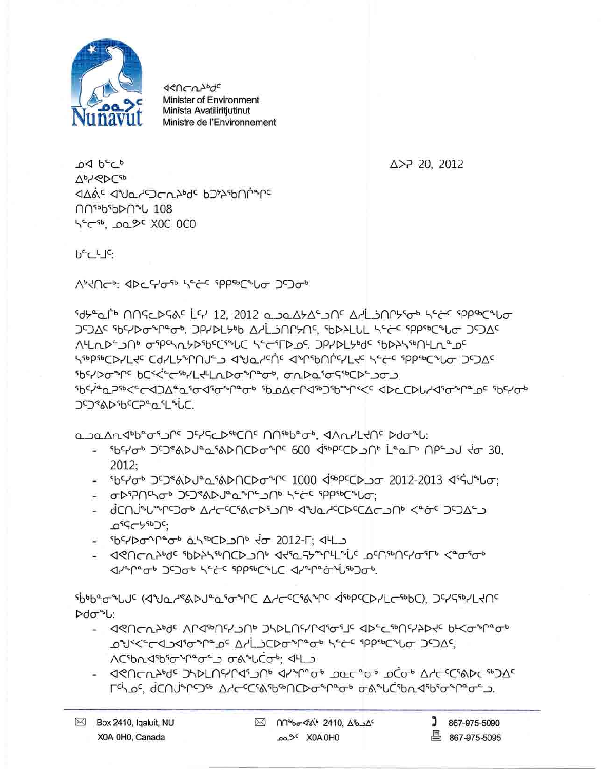ᐊᕙᑎᓕᕆᔨᒃᑯᑦ
Minister of Environment
Minista Avatiliritjutinut
Ministre de l'Environnement

ᓄᐊ ᑲᓪᓚᒃ
ᐃᒃᓯᕙᐅᑕᖅ
ᐊᐃᕖᑦ ᐊᖑᓇᓯᑦᑐᓕᕆᔨᒃᑯᑦ ᑲᑐᔾᔨᖅᑎᒌᖕᒋᑦ
ᑎᑎᖅᑲᖅᑲᐅᑎᖓ 108
ᓴᓪᓕᖅ, ᓄᓇᕗᑦ X0C 0C0

ᐃᐳᕆ 20, 2012

ᑲᓪᓚᒧᑦ:

ᐱᔾᔪᑎᒃ: ᐊᐅᓚᓯᓂᖅ ᓴᓪᓕᑦ ᕿᑉᐱᖅᑕᖓᓂ ᑐᑐᓂᒃ

ᖁᔭᓐᓇᒦᒃ ᑎᑎᕋᓚᐅᕐᒪᑦ ᒫᑦᓯ 12, 2012 ᓇᓗᓇᐃᔭᐃᓪᓗᑎᑦ ᐃᓱᒪᓘᑎᒋᔭᕐᓂᒃ ᓴᓪᓕᑦ ᕿᑉᐱᖅᑕᖓᓂ ᑐᑐᐃᑦ ᖃᑦᓯᐅᓂᖏᓐᓂᒃ. ᑐᑭᓯᐅᒪᔪᒃ ᐃᓱᒫᓗᑎᔾᔪᑎᑦ, ᖃᐅᔨᒪᒻᒪ ᓴᓪᓕᑦ ᕿᑉᐱᖅᑕᖓᓂ ᑐᑐᐃᑦ ᐱᒻᒪᕆᐅᓪᓗᑎᒃ ᓂᕿᖅᓴᕆᔭᐅᖃᑦᑕᖓᒐᑦ ᓴᓪᓕᕐᒥᐅᓄᑦ. ᑐᑭᓯᐅᒪᔭᒃᑲ ᖃᐅᔨᓴᖅᑎᒻᒪᕆᐅᓄᑦ ᓴᖅᑭᑦᑕᐅᓯᒪᕙᑦ ᑕᐃᒪᔭᖕᒋᑎᒍᓪᓗ ᐊᖑᓇᓯᑦᑎᑦ ᐊᖏᖃᑎᒋᔭᐅᓯᒪᕙᑦ ᓴᓪᓕᑦ ᕿᑉᐱᖅᑕᖓᓂ ᑐᑐᐃᑦ ᖃᑦᓯᐅᓂᖏᑦ ᑲᑉᐹᓪᓕᖅᓯᒪᓕᕐᒪᑕ, ᓂᕆᐅᓇᕐᓂᖅᑕᐅᓗᓂᓗ ᖃᑦᓰᓐᓇᐳᖅᐸᓪᓕᐊᑐᐊᓐᓇᕐᓂᐊᕐᓂᖏᓐᓂᒃ ᖃᓄᐃᓕᐅᕐᖁᔾᔭᖏᓐᓂᐸᑦ ᐊᐅᓚᑕᐅᒐᓱᐊᕐᓂᖏᓐᓇᓄᑦ ᖃᑦᓯᓂᒃ ᑐᑐᑦᑭᐅᖅᑲᑦᑎᐳᓇᕐᒪᖔᑦ.

ᓇᓗᓇᐃᕆᐊᖃᕐᓂᕐᒧᑦ ᑐᑦᓯᕋᐅᖅᑕᑦ ᑎᑎᖅᑲᖓᓂᒃ, ᐊᐱᕆᓯᒪᔪᑦ ᐅᑯᓂᖓ:

- ᖃᑦᓯᓂᒃ ᑐᑐᕝᕕᐅᒍᓐᓇᖅᕕᐅᑎᑕᐅᓂᖏᑦ 600 ᐊᖅᑯᑕᐅᓗᑎᒃ ᒫᓇᒥᒃ ᑎᑉᐱᓗᒍ ᔫᓂ 30, 2012;
- ᖃᑦᓯᓂᒃ ᑐᑐᕝᕕᐅᒍᓐᓇᖅᕕᐅᑎᑕᐅᓂᖏᑦ 1000 ᐊᖅᑯᑕᐅᓗᓂ 2012-2013 ᐊᕐᕌᒍᖓᓂ;
- ᓂᐅᕈᑎᖃᓂᒃ ᑐᑐᕝᕕᐅᒍᓐᓇᖏᓪᓗᑎᒃ ᓴᓪᓕᑦ ᕿᑉᐱᖅᑕᖓᓂ;
- ᑰᑕᑎᒍᖕᒪᖏᑐᓂᒃ ᐃᓯᓕᑦᑕᕝᕕᓕᐅᕐᓗᑎᒃ ᐊᖑᓇᓯᑦᑕᐅᑦᑕᐃᓕᓗᑎᒃ ᐸᓐᓂᑦ ᑐᑐᐃᓪᓗ ᓄᕐᕆᓕᔾᔪᑦ;
- ᖃᑦᓯᐅᓂᖏᓐᓂᒃ ᓈᓴᖅᑕᐅᓗᑎᒃ ᔫᓂ 2012-ᒥ; ᐊᒻᒪ
- ᐊᕙᑎᓕᕆᔨᒃᑯᑦ ᖃᐅᔨᓴᖅᑎᑕᐅᓗᑎᒃ ᐊᔪᕐᓇᕋᔭᖕᒋᒪᖕᖔᑦ ᓄᑦᑎᖅᑎᑦᓯᓂᕐᒥᒃ ᐸᓐᓂᕐᓂᒃ ᐊᓯᖕᓂᓂᒃ ᑐᑐᓂᒃ ᓴᓪᓕᑦ ᕿᑉᐱᖅᑕᖓᑦ ᐊᓯᖕᓂᓐᓂᖕᖓᖅᑐᓂᒃ.

ᖃᐅᔨᒪᓂᖕᖓᒍᑦ (ᐊᖑᓇᓯᕝᕕᐅᒍᓐᓇᕐᓂᖕᒋᑕ ᐃᓯᓕᑦᑕᕝᕕᖕᒋᑦ ᐊᖅᑯᑕᐅᓯᒪᓕᖅᑕ), ᑐᓯᕋᖅᓯᒪᔪᑦ ᐅᑯᓂᖓ:

- ᐊᕙᑎᓕᕆᔨᒃᑯᑦ ᐱᓕᕆᖅᑎᓯᓗᑎᒃ ᑐᓴᐅᒪᑎᑦᓯᕆᐊᕐᓂᕐᒧᑦ ᐊᐅᓪᓚᖅᑎᑦᓯᔪᐊᑦ ᑲᒪᕙᓂᖕᖓᓂᒃ ᓄᖑᐸᓪᓕᐊᓗᐊᕐᓂᖕᖓᓄᑦ ᐃᓱᒫᓗᑕᐅᓂᖕᖓᓂᒃ ᓴᓪᓕᑦ ᕿᑉᐱᖅᑕᖓᓂ ᑐᑐᐃᑦ, ᐱᑕᖃᐅᑎᖃᕐᓂᖕᖓᓂᒃ ᓂᕕᖕᖓᑖᓂᒃ; ᐊᒻᒪ
- ᐊᕙᑎᓕᕆᔨᒃᑯᑦ ᑐᓴᐅᒪᑎᑦᓯᓗᑎᒃ ᐊᓯᖕᖓᓂᒃ ᓄᓇᓕᖕᓂᒃ ᓄᓇᓂᒃ ᐃᓯᓕᑦᑕᕝᕕᓕᐅᑦᑐᐊᑦ ᒥᑦᓴᓄᑦ, ᑰᑕᑎᒍᖕᒋᑦᑐᖅ ᐃᓯᓕᑦᑕᕝᕕᖃᖅᑎᑕᐅᓂᖕᖓᓂᒃ ᓂᕕᖕᖓᑖᖅᑕᐅᓂᖕᖓᓂᒃ.

Box 2410, Iqaluit, NU
X0A 0H0, Canada

ᑎᑎᖅᑲᕕᐊ 2410, ᐃᖃᓗᐃᑦ
ᓄᓇᕗᑦ X0A 0H0

867-975-5090
867-975-5095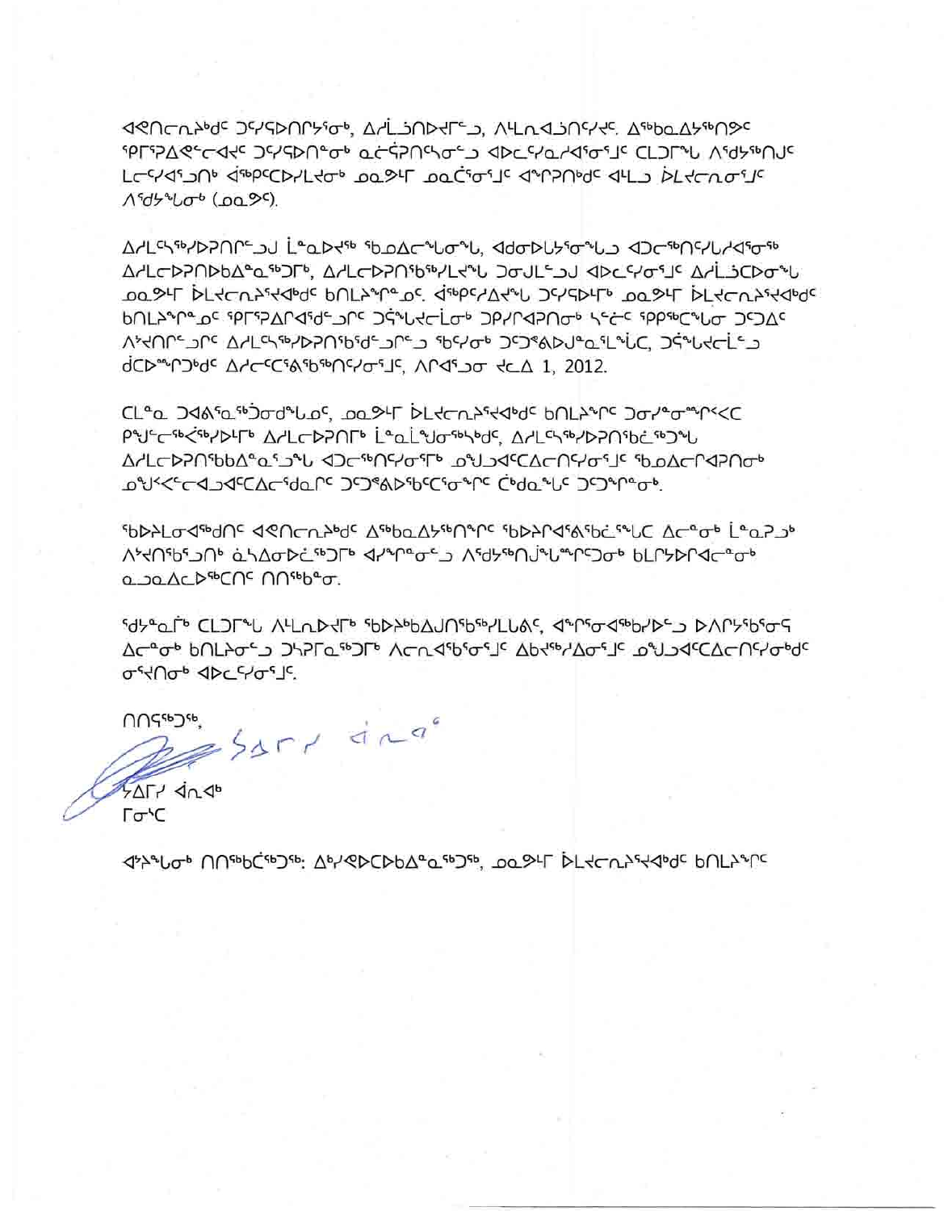ᐊᕙᑎᓕᕆᔨᒃᑯᑦ ᑐᓴᕐᕕᒋᔭᕌᖅᑕᖏᑦ, ᐃᓱᒪᓕᐅᕈᑎᒋᔭᐅᓚᐅᖅᑐᖅ ᐱᓕᕆᐊᕆᔭᐅᔪᒧᑦ. ᐃᖅᑲᓇᐃᔭᖅᑎᖃᑦ ᕿᓂᖅᐸᐅᕝᕕᓕᕆᔨᑦ ᑐᓴᕐᕕᒋᓂᖅ ᓇᓃᕐᓂᖏᓐᓂᒃ ᐊᐅᓚᑦᑎᓂᐊᕐᓂᕐᒧᑦ ᑕᒪᓐᓇ ᐱᕋᔭᒃᑎᑦᑐ ᒪᓕᒋᐊᕐᓗᑎᒃ ᐊᖏᕈᑎᐅᔪᓂᒃ ᓄᓇᕗᑦ ᓄᓇᑦᓯᐊᕐᓂᑦ ᐊᓯᐊᓂᒃᑯᑦ ᐊᒻᒪ ᐆᒪᔪᓕᕆᓂᕐᒧᑦ ᐱᕋᔭᖕᓂᒃ (ᓄᓇᕗᑦ).

ᐃᓱᒪᓕᐅᕈᑎᒋᔭᐅᔪᓂᒃ ᒫᓐᓇᐅᔪᖅ ᖃᓄᐃᓕᖓᓂᖓ, ᐊᑯᓂᐅᓗᓂ ᐊᐅᓚᑦᑎᕐᕕᐅᓂᖅ ᐃᓱᒪᓕᐅᕈᑎᒋᔭᐅᔪᓂᒃ, ᐃᓱᒪᓕᐅᕈᑎᒃᓴᐅᓂᖓ ᑐᓂᓯᓗᒍ ᐊᐅᓚᑦᑎᓂᕐᒧᑦ ᐃᓱᒪᓕᐅᕈᑎᒃᓴᖅ ᓄᓇᕗᑦ ᐆᒪᔪᓕᕆᔨᒃᑯᑦ ᑲᑎᒪᔨᖏᓐᓄᑦ. ᐊᖏᖅᑕᐅᔪᖅ ᑐᓴᕐᕕᒋᔭᐅᓂᖅ ᓄᓇᕗᑦ ᐆᒪᔪᓕᕆᔨᒃᑯᑦ ᑲᑎᒪᔨᖏᓐᓄᑦ ᕿᓂᖅᐸᐅᕝᕕᓕᕆᔨᑦ ᑐᓴᕐᕕᒋᔭᐅᓂᖏᓐᓂᒃ ᐃᓱᒪᓕᐅᕈᑎᒃᓴᖅ ᐱᔭᕇᖅᑐᒥᒃ ᐃᓱᒪᓕᐅᕈᑎᒋᔭᐅᓚᐅᖅᑐᖅ ᖃᐅᔨᒪᓂᖅ ᐊᐅᓚᑦᑎᓂᕐᒧᑦ, ᑐᓴᕐᕕᒋᔭᐅᔪᖅ ᑐᕌᕈᑎᑦ ᐃᓱᒪᓕᐅᕈᑎᒃᓴᐅᓂᖓ ᐊᐅᓪᓚᖅᑎᑕᐅᓂᖓ, ᐱᒋᐊᕐᓂᖓ ᔪᓚᐃ 1, 2012.

ᑕᒪᓐᓇ ᑐᐊᕕᕐᓇᖅᑐᖅ, ᓄᓇᕗᑦ ᐆᒪᔪᓕᕆᔨᒃᑯᑦ ᑲᑎᒪᔨᖏᑦ ᑐᓂᓯᓂᕐᒧᑦ ᑭᖑᓪᓕᖅᐹᖅᓯᒪᔪᒥᒃ ᐃᓱᒪᓕᐅᕈᑎᒥᒃ ᒫᓐᓇᒪᐅᔪᖅ, ᐃᓱᒪᓕᐅᕈᑎᒋᔭᐅᔪᖅ ᐃᓱᒪᓕᐅᕈᑎᒋᔭᐅᓂᖓ ᐊᐅᓚᑦᑎᓂᕐᒧᑦ ᓄᖑᓵᕐᑎᑕᐅᑎᒋᓂᕐᒧᑦ ᖃᓄᐃᓕᖓᓂᖓ ᓄᖑᑉᐸᓪᓕᐊᓵᕐᑎᑕᐅᑎᒋᓂᕐᒧᑦ ᑐᑦᑐᐃᑦ ᑲᔪᓯᓂᖏᑦ ᑐᑦᑐᓂᒃ.

ᖃᐅᔨᒪᓂᐊᖅᑐᑎᑦ ᐊᕙᑎᓕᕆᔨᒃᑯᑦ ᐃᖅᑲᓇᐃᔭᖅᑎᖏᑦ ᖃᐅᔨᒋᐊᕐᕕᖃᕈᓐᓇᖅᑐᑦ ᐃᓚᓐᓂᒃ ᒫᓐᓇᓕᒃ ᐱᔭᕇᖅᑕᐅᓂᖅ ᓈᓴᐃᓂᐅᓚᐅᖅᑐᓂᒃ ᐊᓯᖏᓐᓂᒡᓗ ᐱᕋᔭᒃᑐᓐᓂᖅ ᑲᒪᒋᔭᕆᐊᓕᓐᓂᒃ ᓇᓗᓇᐃᖅᑕᐅᖅᑕᑦ ᑎᑎᖅᑲᓐᓂ.

ᖁᔭᓐᓇᒦᒃ ᑕᒪᓐᓇ ᐱᓕᕆᐊᕐᒥᒃ ᖃᐅᔨᒃᑲᐅᑎᖃᖅᑕᐅᓚᐅᕋᑦᑕ, ᐊᖏᕐᓂᐊᖅᓯᐅᔪᖅ ᐅᐱᒋᔭᖅᑐᖅ ᐃᓚᓐᓂᒃ ᑲᑎᒪᓂᖏᑦ ᑐᓴᕐᒥᓇᖅᑐᒥᒃ ᐱᓕᕆᐊᖃᕐᓂᖏᑦ ᐃᑲᔪᖅᑐᐃᓂᖏᑦ ᓄᖑᓵᕐᑎᑕᐅᑎᒋᓂᖏᑦ ᓂᕿᑎᓂᒃ ᐊᐅᓚᑦᑎᓂᖏᑦ.

ᑎᑎᕋᖅᑐᖅ,

ᓴᐃᒥᓯ ᐋᓇᐊᒃ
ᒥᓂᔅᑕ

ᐊᔾᔨᖓ ᑎᑎᖅᑲᖅ: ᐃᒃᓯᕙᐅᑕᐅᓂᖅ, ᓄᓇᕗᑦ ᐆᒪᔪᓕᕆᔨᒃᑯᑦ ᑲᑎᒪᔨᖏᑦ